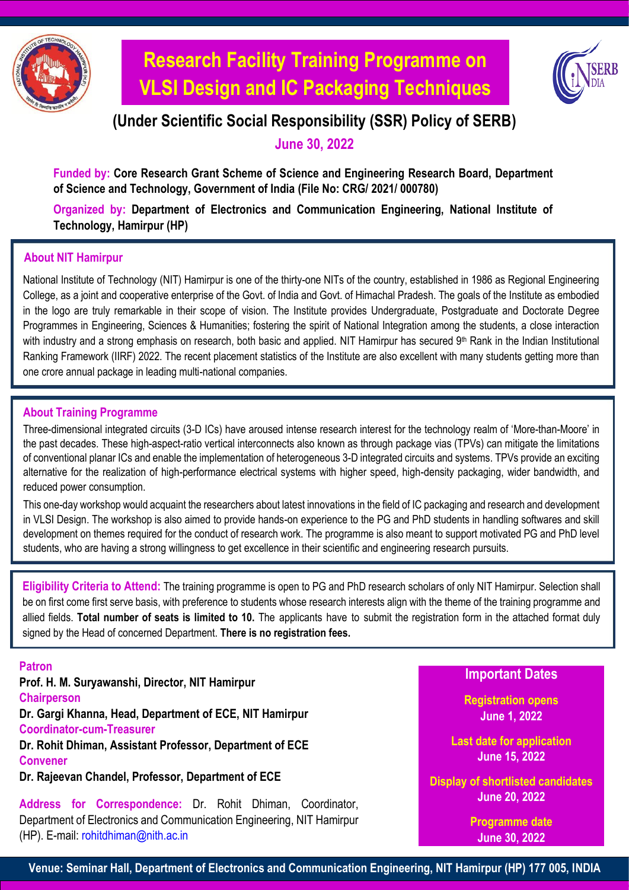# Research Facility Training Programme on VLSI Design and IC Packaging Techniques

## (Under Scientific Social Responsibility (SSR) Policy of SERB)

**June 30, 2022**

**Funded by: Core Research Grant Scheme of Science and Engineering Research Board, Department of Science and Technology, Government of India (File No: CRG/ 2021/ 000780)**

**Organized by: Department of Electronics and Communication Engineering, National Institute of Technology, Hamirpur (HP)**

### About NIT Hamirpur

National Institute of Technology (NIT) Hamirpur is one of the thirty-one NITs of the country, established in 1986 as Regional Engineering College, as a joint and cooperative enterprise of the Govt. of India and Govt. of Himachal Pradesh. The goals of the Institute as embodied in the logo are truly remarkable in their scope of vision. The Institute provides Undergraduate, Postgraduate and Doctorate Degree Programmes in Engineering, Sciences & Humanities; fostering the spirit of National Integration among the students, a close interaction with industry and a strong emphasis on research, both basic and applied. NIT Hamirpur has secured 9th Rank in the Indian Institutional Ranking Framework (IIRF) 2022. The recent placement statistics of the Institute are also excellent with many students getting more than one crore annual package in leading multi-national companies.

### About Training Programme

Three-dimensional integrated circuits (3-D ICs) have aroused intense research interest for the technology realm of 'More-than-Moore' in the past decades. These high-aspect-ratio vertical interconnects also known as through package vias (TPVs) can mitigate the limitations of conventional planar ICs and enable the implementation of heterogeneous 3-D integrated circuits and systems. TPVs provide an exciting alternative for the realization of high-performance electrical systems with higher speed, high-density packaging, wider bandwidth, and reduced power consumption.

This one-day workshop would acquaint the researchers about latest innovations in the field of IC packaging and research and development in VLSI Design. The workshop is also aimed to provide hands-on experience to the PG and PhD students in handling softwares and skill development on themes required for the conduct of research work. The programme is also meant to support motivated PG and PhD level students, who are having a strong willingness to get excellence in their scientific and engineering research pursuits.

**Eligibility Criteria to Attend:** The training programme is open to PG and PhD research scholars of only NIT Hamirpur. Selection shall be on first come first serve basis, with preference to students whose research interests align with the theme of the training programme and allied fields. **Total number of seats is limited to 10.** The applicants have to submit the registration form in the attached format duly signed by the Head of concerned Department. **There is no registration fees.**

**Patron**

**Prof. H. M. Suryawanshi, Director, NIT Hamirpur**

**Chairperson**

**Dr. Gargi Khanna, Head, Department of ECE, NIT Hamirpur**

**Coordinator-cum-Treasurer**

**Dr. Rohit Dhiman, Assistant Professor, Department of ECE**

**Convener**

**Dr. Rajeevan Chandel, Professor, Department of ECE**

**Address for Correspondence:** Dr. Rohit Dhiman, Coordinator, Department of Electronics and Communication Engineering, NIT Hamirpur (HP). E-mail: rohitdhiman@nith.ac.in

### Important Dates

**Registration opens**
June 1, 2022

**Last date for application**
June 15, 2022

**Display of shortlisted candidates**
June 20, 2022

**Programme date**
June 30, 2022

**Venue: Seminar Hall, Department of Electronics and Communication Engineering, NIT Hamirpur (HP) 177 005, INDIA**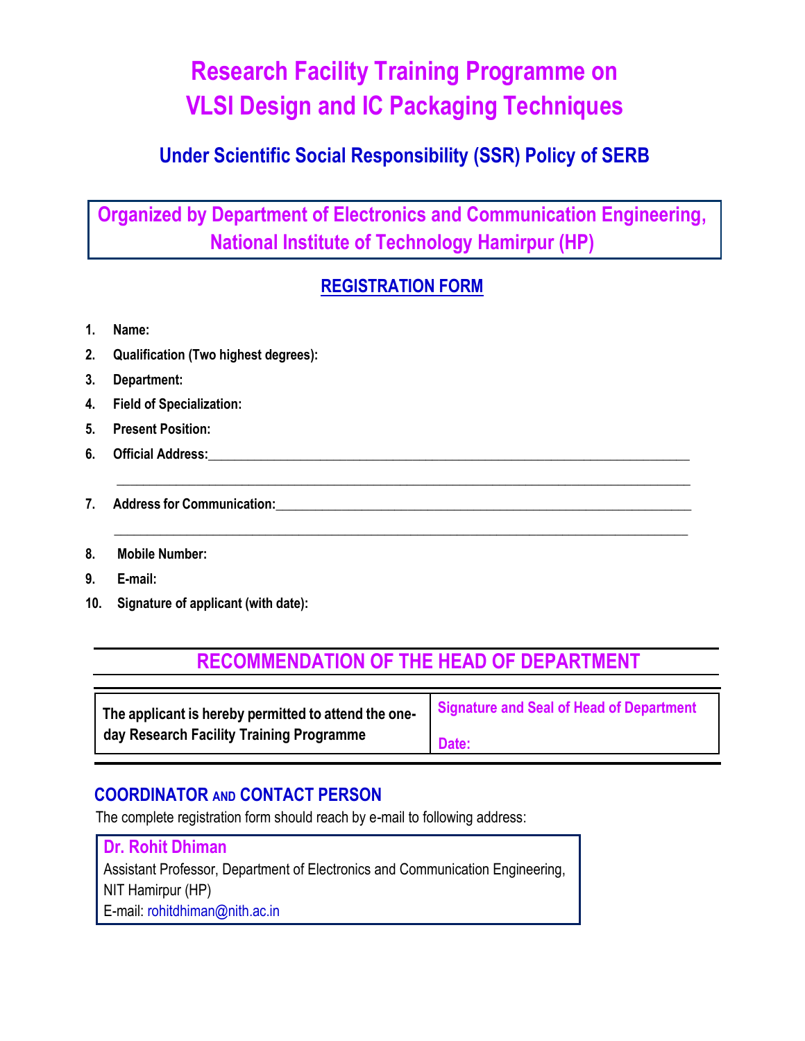# Research Facility Training Programme on VLSI Design and IC Packaging Techniques

## Under Scientific Social Responsibility (SSR) Policy of SERB

**Organized by Department of Electronics and Communication Engineering, National Institute of Technology Hamirpur (HP)**

## REGISTRATION FORM

1. **Name:**
2. **Qualification (Two highest degrees):**
3. **Department:**
4. **Field of Specialization:**
5. **Present Position:**
6. **Official Address:**\_\_\_\_\_\_\_\_\_\_\_\_\_\_\_\_\_\_\_\_\_\_\_\_\_\_\_\_\_\_\_\_\_\_\_\_\_\_\_\_\_\_\_\_\_\_\_\_\_\_\_\_\_\_\_\_\_\_\_\_\_\_\_\_\_\_\_\_\_\_

   \_\_\_\_\_\_\_\_\_\_\_\_\_\_\_\_\_\_\_\_\_\_\_\_\_\_\_\_\_\_\_\_\_\_\_\_\_\_\_\_\_\_\_\_\_\_\_\_\_\_\_\_\_\_\_\_\_\_\_\_\_\_\_\_\_\_\_\_\_\_\_\_\_\_\_\_\_\_\_
7. **Address for Communication:**\_\_\_\_\_\_\_\_\_\_\_\_\_\_\_\_\_\_\_\_\_\_\_\_\_\_\_\_\_\_\_\_\_\_\_\_\_\_\_\_\_\_\_\_\_\_\_\_\_\_\_\_\_\_\_\_\_\_\_\_

   \_\_\_\_\_\_\_\_\_\_\_\_\_\_\_\_\_\_\_\_\_\_\_\_\_\_\_\_\_\_\_\_\_\_\_\_\_\_\_\_\_\_\_\_\_\_\_\_\_\_\_\_\_\_\_\_\_\_\_\_\_\_\_\_\_\_\_\_\_\_\_\_\_\_\_\_\_\_\_
8. **Mobile Number:**
9. **E-mail:**
10. **Signature of applicant (with date):**

## RECOMMENDATION OF THE HEAD OF DEPARTMENT

| | |
|---|---|
| **The applicant is hereby permitted to attend the one-day Research Facility Training Programme** | **Signature and Seal of Head of Department**<br><br>**Date:** |

### COORDINATOR AND CONTACT PERSON

The complete registration form should reach by e-mail to following address:

**Dr. Rohit Dhiman**
Assistant Professor, Department of Electronics and Communication Engineering, NIT Hamirpur (HP)
E-mail: rohitdhiman@nith.ac.in